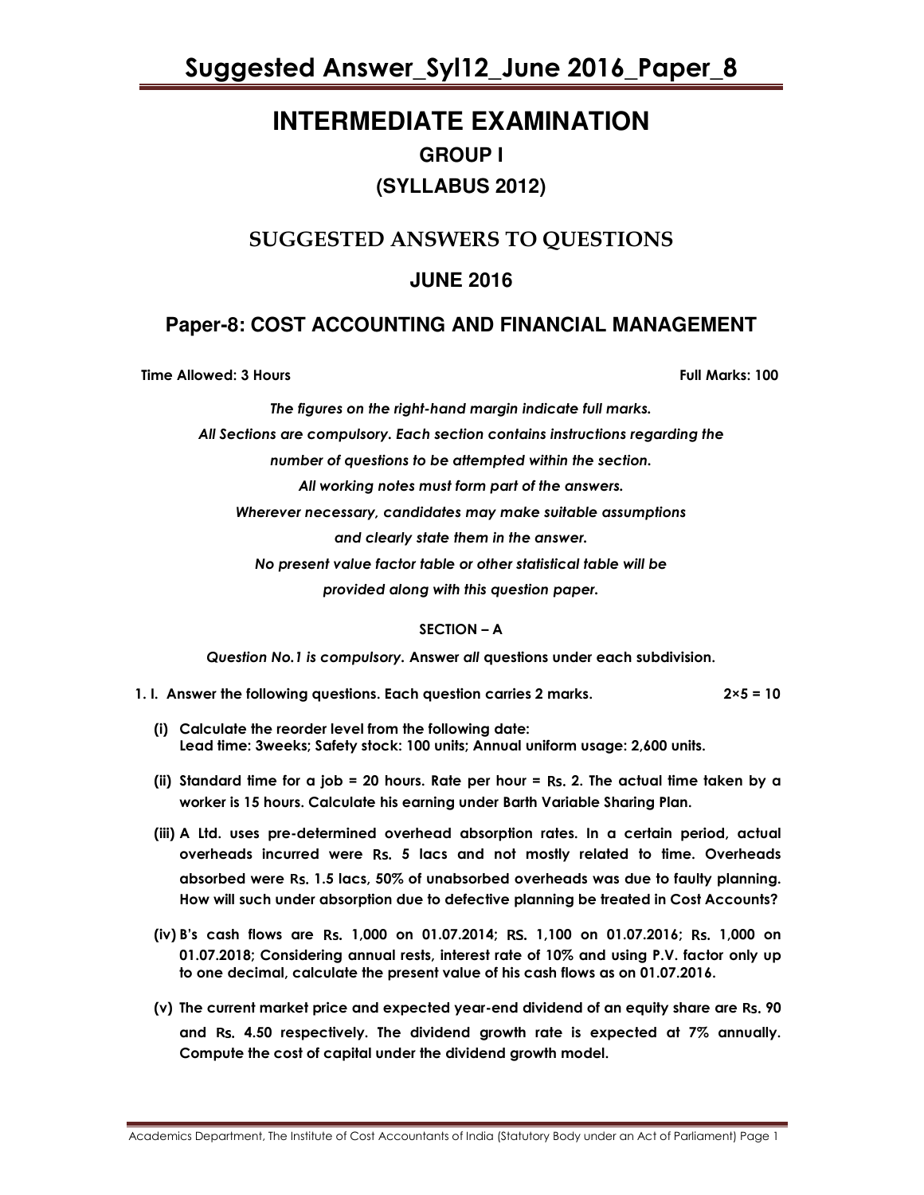# Suggested Answer_Syl12_June 2016_Paper_8

# INTERMEDIATE EXAMINATION

## GROUP I

## (SYLLABUS 2012)

## SUGGESTED ANSWERS TO QUESTIONS

## JUNE 2016

## Paper-8: COST ACCOUNTING AND FINANCIAL MANAGEMENT

**Time Allowed: 3 Hours** **Full Marks: 100**

*The figures on the right-hand margin indicate full marks.*
*All Sections are compulsory. Each section contains instructions regarding the number of questions to be attempted within the section.*
*All working notes must form part of the answers.*
*Wherever necessary, candidates may make suitable assumptions and clearly state them in the answer.*
*No present value factor table or other statistical table will be provided along with this question paper.*

**SECTION – A**

*Question No.1 is compulsory.* **Answer *all* questions under each subdivision.**

**1. I. Answer the following questions. Each question carries 2 marks.** **2×5 = 10**

**(i) Calculate the reorder level from the following date:**
**Lead time: 3weeks; Safety stock: 100 units; Annual uniform usage: 2,600 units.**

**(ii) Standard time for a job = 20 hours. Rate per hour = Rs. 2. The actual time taken by a worker is 15 hours. Calculate his earning under Barth Variable Sharing Plan.**

**(iii) A Ltd. uses pre-determined overhead absorption rates. In a certain period, actual overheads incurred were Rs. 5 lacs and not mostly related to time. Overheads absorbed were Rs. 1.5 lacs, 50% of unabsorbed overheads was due to faulty planning. How will such under absorption due to defective planning be treated in Cost Accounts?**

**(iv) B's cash flows are Rs. 1,000 on 01.07.2014; RS. 1,100 on 01.07.2016; Rs. 1,000 on 01.07.2018; Considering annual rests, interest rate of 10% and using P.V. factor only up to one decimal, calculate the present value of his cash flows as on 01.07.2016.**

**(v) The current market price and expected year-end dividend of an equity share are Rs. 90 and Rs. 4.50 respectively. The dividend growth rate is expected at 7% annually. Compute the cost of capital under the dividend growth model.**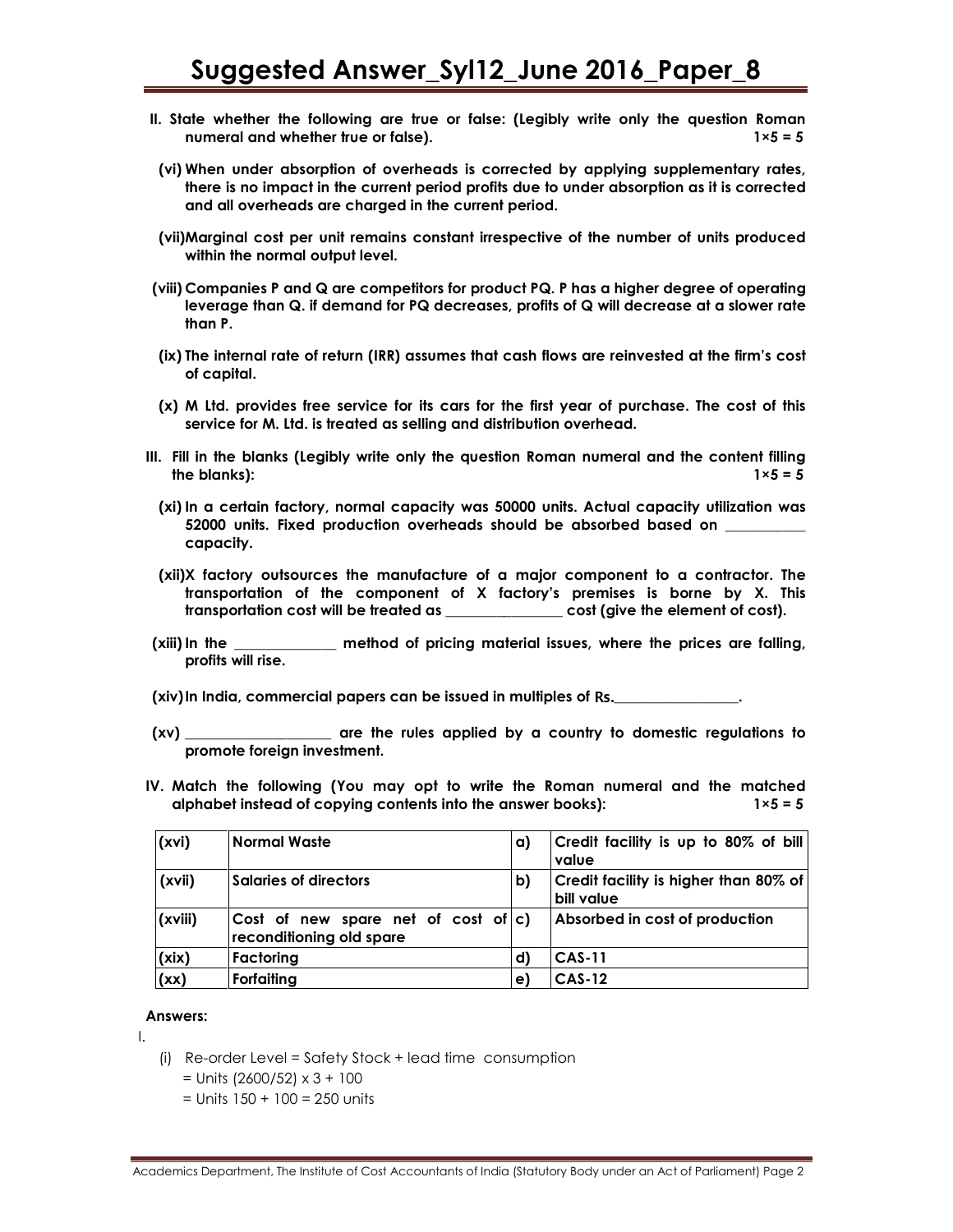**II. State whether the following are true or false: (Legibly write only the question Roman numeral and whether true or false). 1×5 = 5**

**(vi) When under absorption of overheads is corrected by applying supplementary rates, there is no impact in the current period profits due to under absorption as it is corrected and all overheads are charged in the current period.**

**(vii) Marginal cost per unit remains constant irrespective of the number of units produced within the normal output level.**

**(viii) Companies P and Q are competitors for product PQ. P has a higher degree of operating leverage than Q. if demand for PQ decreases, profits of Q will decrease at a slower rate than P.**

**(ix) The internal rate of return (IRR) assumes that cash flows are reinvested at the firm's cost of capital.**

**(x) M Ltd. provides free service for its cars for the first year of purchase. The cost of this service for M. Ltd. is treated as selling and distribution overhead.**

**III. Fill in the blanks (Legibly write only the question Roman numeral and the content filling the blanks): 1×5 = 5**

**(xi) In a certain factory, normal capacity was 50000 units. Actual capacity utilization was 52000 units. Fixed production overheads should be absorbed based on __________ capacity.**

**(xii) X factory outsources the manufacture of a major component to a contractor. The transportation of the component of X factory's premises is borne by X. This transportation cost will be treated as _______________ cost (give the element of cost).**

**(xiii) In the _____________ method of pricing material issues, where the prices are falling, profits will rise.**

**(xiv) In India, commercial papers can be issued in multiples of Rs.________________.**

**(xv) ___________________ are the rules applied by a country to domestic regulations to promote foreign investment.**

**IV. Match the following (You may opt to write the Roman numeral and the matched alphabet instead of copying contents into the answer books): 1×5 = 5**

| | | | |
|---|---|---|---|
| (xvi) | Normal Waste | a) | Credit facility is up to 80% of bill value |
| (xvii) | Salaries of directors | b) | Credit facility is higher than 80% of bill value |
| (xviii) | Cost of new spare net of cost of reconditioning old spare | c) | Absorbed in cost of production |
| (xix) | Factoring | d) | CAS-11 |
| (xx) | Forfaiting | e) | CAS-12 |

**Answers:**

I.

(i) Re-order Level = Safety Stock + lead time consumption

= Units (2600/52) x 3 + 100

= Units 150 + 100 = 250 units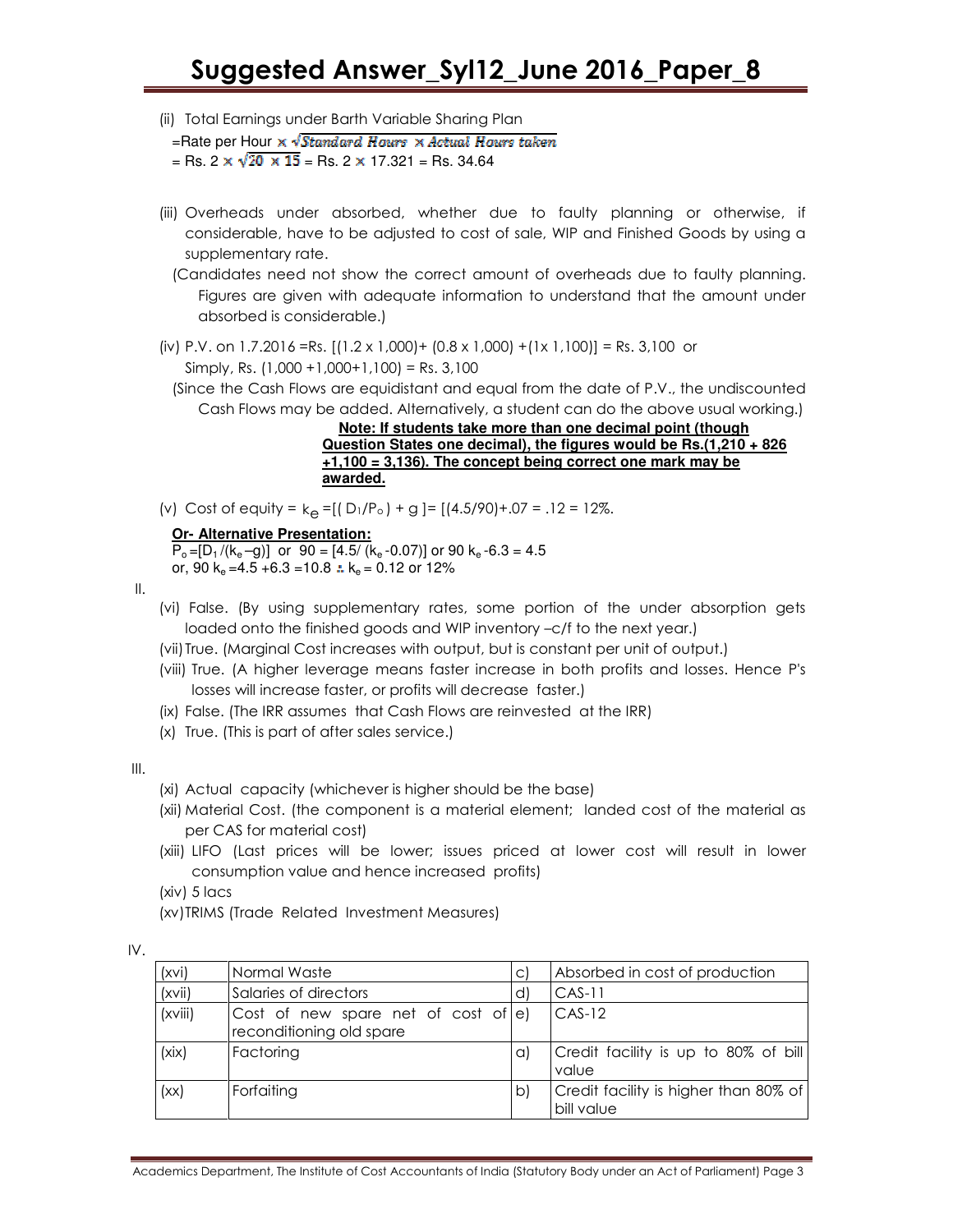(ii) Total Earnings under Barth Variable Sharing Plan

=Rate per Hour $\times \sqrt{\text{Standard Hours} \times \text{Actual Hours taken}}$

= Rs. 2 $\times \sqrt{20 \times 15}$ = Rs. 2 $\times$ 17.321 = Rs. 34.64

(iii) Overheads under absorbed, whether due to faulty planning or otherwise, if considerable, have to be adjusted to cost of sale, WIP and Finished Goods by using a supplementary rate.

(Candidates need not show the correct amount of overheads due to faulty planning. Figures are given with adequate information to understand that the amount under absorbed is considerable.)

(iv) P.V. on 1.7.2016 =Rs. [(1.2 x 1,000)+ (0.8 x 1,000) +(1x 1,100)] = Rs. 3,100 or

Simply, Rs. (1,000 +1,000+1,100) = Rs. 3,100

(Since the Cash Flows are equidistant and equal from the date of P.V., the undiscounted Cash Flows may be added. Alternatively, a student can do the above usual working.)

**Note: If students take more than one decimal point (though Question States one decimal), the figures would be Rs.(1,210 + 826 +1,100 = 3,136). The concept being correct one mark may be awarded.**

(v) Cost of equity = $k_e = [(D_1/P_o) + g] = [(4.5/90)+.07 = .12 = 12\%$.

**Or- Alternative Presentation:**

$P_o = [D_1/(k_e - g)]$ or $90 = [4.5/(k_e - 0.07)]$ or $90\,k_e - 6.3 = 4.5$

or, $90\,k_e = 4.5 + 6.3 = 10.8 \therefore k_e = 0.12$ or 12%

II.

(vi) False. (By using supplementary rates, some portion of the under absorption gets loaded onto the finished goods and WIP inventory –c/f to the next year.)

(vii) True. (Marginal Cost increases with output, but is constant per unit of output.)

(viii) True. (A higher leverage means faster increase in both profits and losses. Hence P's losses will increase faster, or profits will decrease faster.)

(ix) False. (The IRR assumes that Cash Flows are reinvested at the IRR)

(x) True. (This is part of after sales service.)

III.

(xi) Actual capacity (whichever is higher should be the base)

(xii) Material Cost. (the component is a material element; landed cost of the material as per CAS for material cost)

(xiii) LIFO (Last prices will be lower; issues priced at lower cost will result in lower consumption value and hence increased profits)

(xiv) 5 lacs

(xv) TRIMS (Trade Related Investment Measures)

IV.

| | | | |
|---|---|---|---|
| (xvi) | Normal Waste | c) | Absorbed in cost of production |
| (xvii) | Salaries of directors | d) | CAS-11 |
| (xviii) | Cost of new spare net of cost of reconditioning old spare | e) | CAS-12 |
| (xix) | Factoring | a) | Credit facility is up to 80% of bill value |
| (xx) | Forfaiting | b) | Credit facility is higher than 80% of bill value |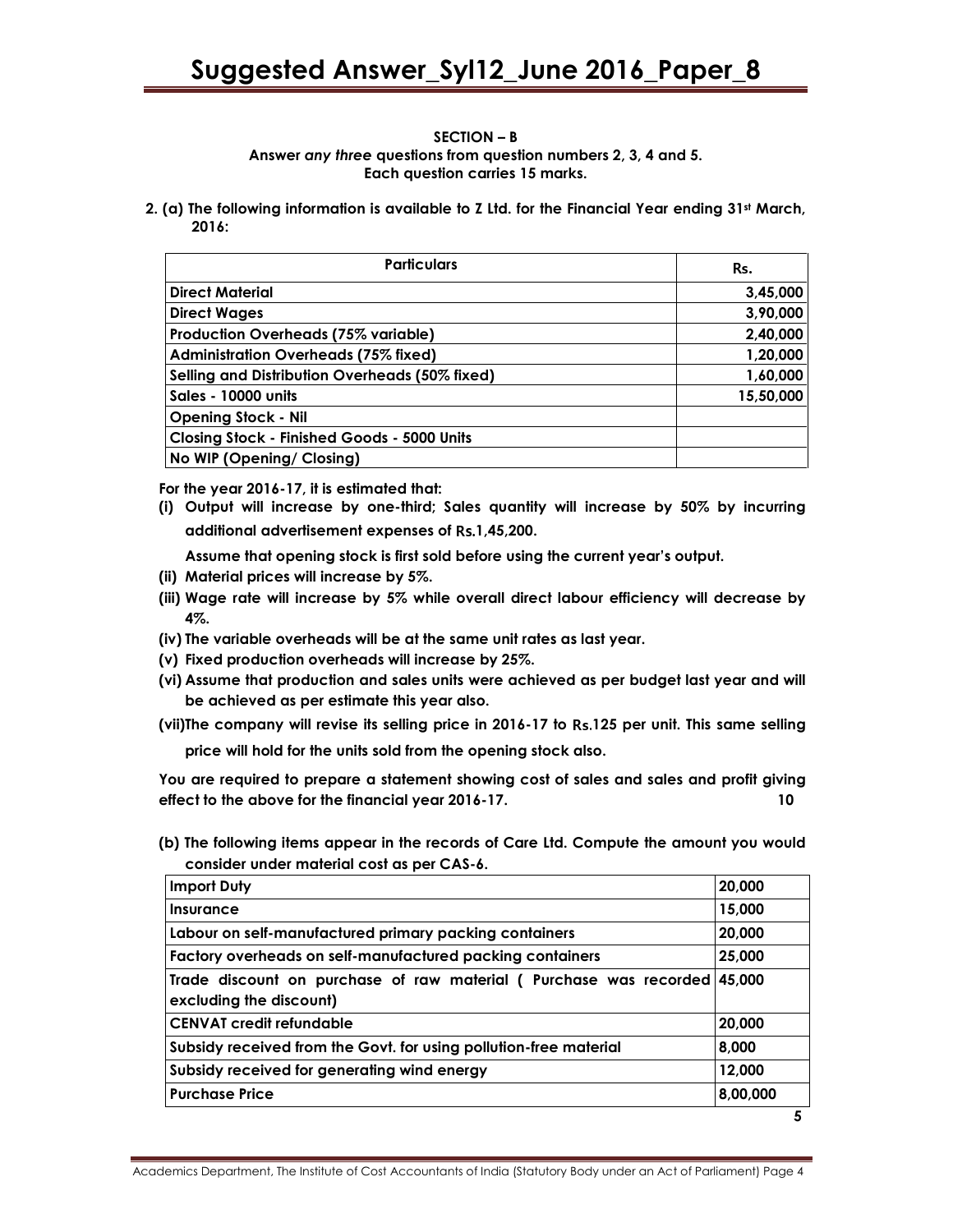**SECTION – B**

**Answer *any three* questions from question numbers 2, 3, 4 and 5.**
**Each question carries 15 marks.**

**2. (a) The following information is available to Z Ltd. for the Financial Year ending 31st March, 2016:**

| Particulars | Rs. |
|---|---|
| Direct Material | 3,45,000 |
| Direct Wages | 3,90,000 |
| Production Overheads (75% variable) | 2,40,000 |
| Administration Overheads (75% fixed) | 1,20,000 |
| Selling and Distribution Overheads (50% fixed) | 1,60,000 |
| Sales - 10000 units | 15,50,000 |
| Opening Stock - Nil | |
| Closing Stock - Finished Goods - 5000 Units | |
| No WIP (Opening/ Closing) | |

**For the year 2016-17, it is estimated that:**

**(i) Output will increase by one-third; Sales quantity will increase by 50% by incurring additional advertisement expenses of Rs.1,45,200.**

**Assume that opening stock is first sold before using the current year's output.**

**(ii) Material prices will increase by 5%.**

**(iii) Wage rate will increase by 5% while overall direct labour efficiency will decrease by 4%.**

**(iv) The variable overheads will be at the same unit rates as last year.**

**(v) Fixed production overheads will increase by 25%.**

**(vi) Assume that production and sales units were achieved as per budget last year and will be achieved as per estimate this year also.**

**(vii) The company will revise its selling price in 2016-17 to Rs.125 per unit. This same selling price will hold for the units sold from the opening stock also.**

**You are required to prepare a statement showing cost of sales and sales and profit giving effect to the above for the financial year 2016-17.** **10**

**(b) The following items appear in the records of Care Ltd. Compute the amount you would consider under material cost as per CAS-6.**

| | |
|---|---|
| Import Duty | 20,000 |
| Insurance | 15,000 |
| Labour on self-manufactured primary packing containers | 20,000 |
| Factory overheads on self-manufactured packing containers | 25,000 |
| Trade discount on purchase of raw material ( Purchase was recorded excluding the discount) | 45,000 |
| CENVAT credit refundable | 20,000 |
| Subsidy received from the Govt. for using pollution-free material | 8,000 |
| Subsidy received for generating wind energy | 12,000 |
| Purchase Price | 8,00,000 |

**5**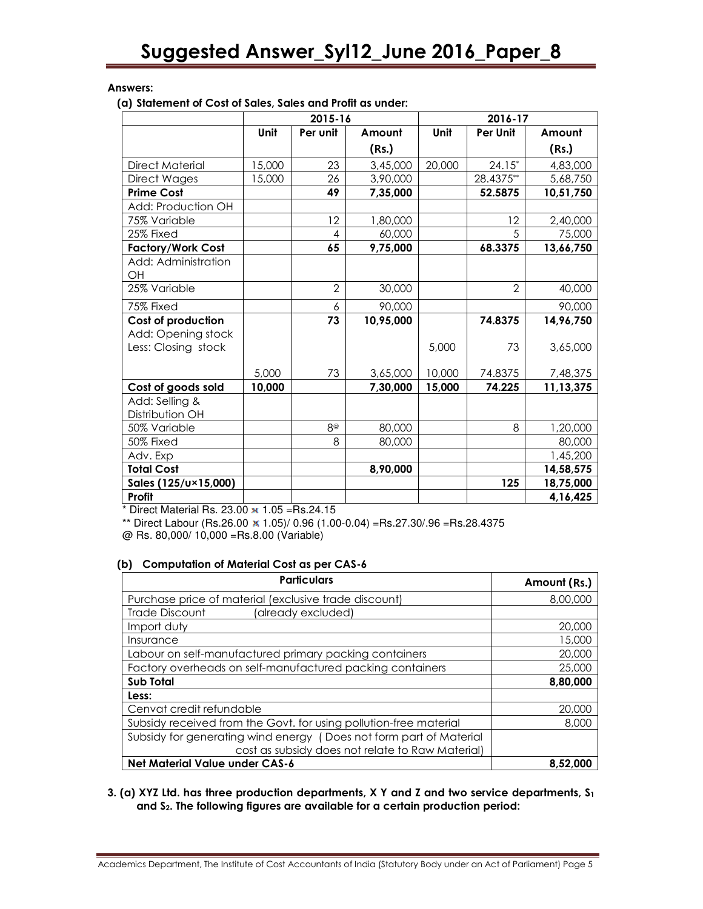**Answers:**

**(a) Statement of Cost of Sales, Sales and Profit as under:**

| | 2015-16 | | | 2016-17 | | |
|---|---|---|---|---|---|---|
| | Unit | Per unit | Amount (Rs.) | Unit | Per Unit | Amount (Rs.) |
| Direct Material | 15,000 | 23 | 3,45,000 | 20,000 | 24.15* | 4,83,000 |
| Direct Wages | 15,000 | 26 | 3,90,000 | | 28.4375** | 5,68,750 |
| **Prime Cost** | | **49** | **7,35,000** | | **52.5875** | **10,51,750** |
| Add: Production OH | | | | | | |
| 75% Variable | | 12 | 1,80,000 | | 12 | 2,40,000 |
| 25% Fixed | | 4 | 60,000 | | 5 | 75,000 |
| **Factory/Work Cost** | | **65** | **9,75,000** | | **68.3375** | **13,66,750** |
| Add: Administration OH | | | | | | |
| 25% Variable | | 2 | 30,000 | | 2 | 40,000 |
| 75% Fixed | | 6 | 90,000 | | | 90,000 |
| **Cost of production** | | **73** | **10,95,000** | | **74.8375** | **14,96,750** |
| Add: Opening stock | | | | 5,000 | 73 | 3,65,000 |
| Less: Closing stock | 5,000 | 73 | 3,65,000 | 10,000 | 74.8375 | 7,48,375 |
| **Cost of goods sold** | **10,000** | | **7,30,000** | **15,000** | **74.225** | **11,13,375** |
| Add: Selling & Distribution OH | | | | | | |
| 50% Variable | | 8@ | 80,000 | | 8 | 1,20,000 |
| 50% Fixed | | 8 | 80,000 | | | 80,000 |
| Adv. Exp | | | | | | 1,45,200 |
| **Total Cost** | | | **8,90,000** | | | **14,58,575** |
| **Sales (125/u×15,000)** | | | | | **125** | **18,75,000** |
| **Profit** | | | | | | **4,16,425** |

\* Direct Material Rs. 23.00 × 1.05 =Rs.24.15

\*\* Direct Labour (Rs.26.00 × 1.05)/ 0.96 (1.00-0.04) =Rs.27.30/.96 =Rs.28.4375

@ Rs. 80,000/ 10,000 =Rs.8.00 (Variable)

**(b) Computation of Material Cost as per CAS-6**

| Particulars | Amount (Rs.) |
|---|---|
| Purchase price of material (exclusive trade discount) | 8,00,000 |
| Trade Discount (already excluded) | |
| Import duty | 20,000 |
| Insurance | 15,000 |
| Labour on self-manufactured primary packing containers | 20,000 |
| Factory overheads on self-manufactured packing containers | 25,000 |
| **Sub Total** | **8,80,000** |
| **Less:** | |
| Cenvat credit refundable | 20,000 |
| Subsidy received from the Govt. for using pollution-free material | 8,000 |
| Subsidy for generating wind energy (Does not form part of Material cost as subsidy does not relate to Raw Material) | |
| **Net Material Value under CAS-6** | **8,52,000** |

**3. (a) XYZ Ltd. has three production departments, X Y and Z and two service departments, $S_1$ and $S_2$. The following figures are available for a certain production period:**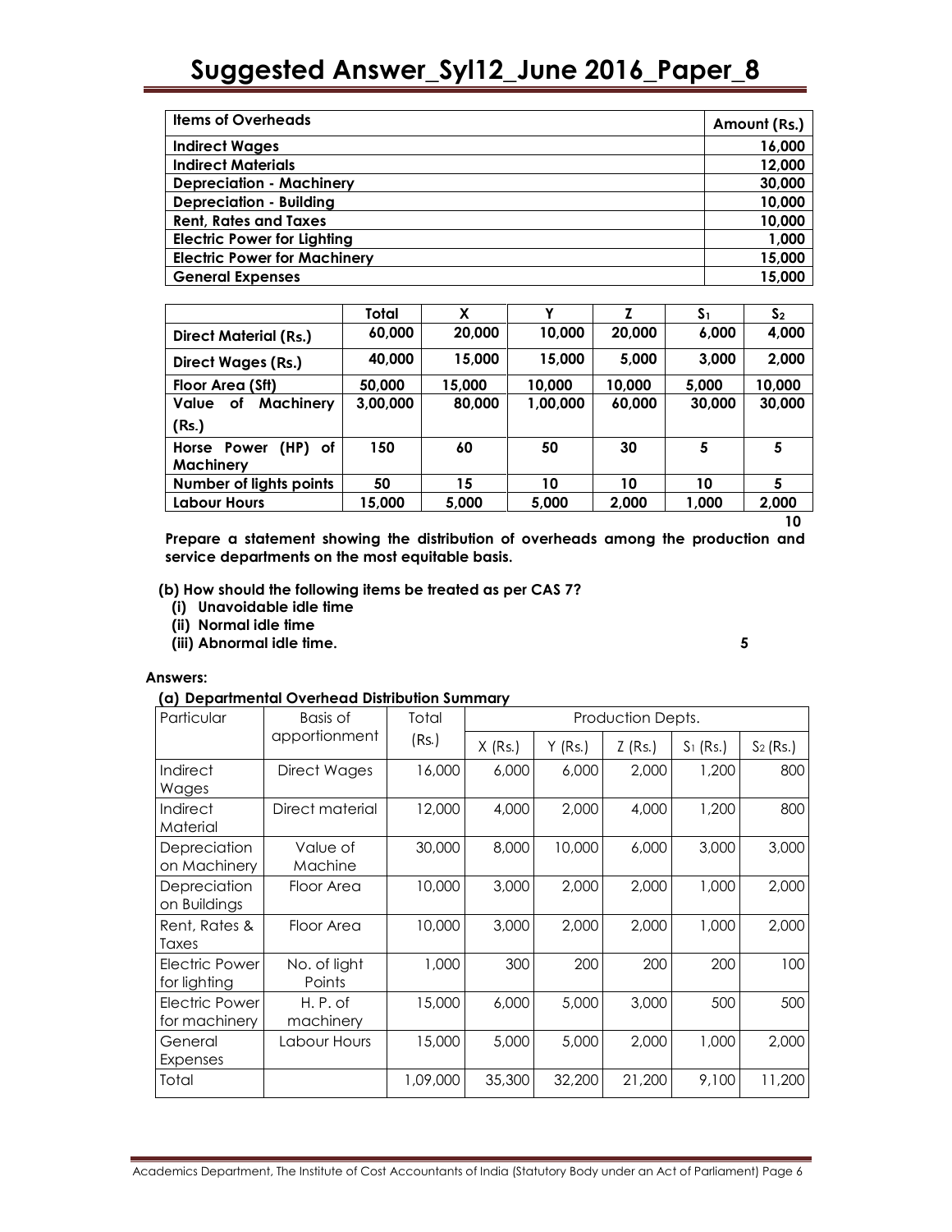| Items of Overheads | Amount (Rs.) |
|---|---|
| **Indirect Wages** | **16,000** |
| **Indirect Materials** | **12,000** |
| **Depreciation - Machinery** | **30,000** |
| **Depreciation - Building** | **10,000** |
| **Rent, Rates and Taxes** | **10,000** |
| **Electric Power for Lighting** | **1,000** |
| **Electric Power for Machinery** | **15,000** |
| **General Expenses** | **15,000** |

| | Total | X | Y | Z | $S_1$ | $S_2$ |
|---|---|---|---|---|---|---|
| **Direct Material (Rs.)** | **60,000** | **20,000** | **10,000** | **20,000** | **6,000** | **4,000** |
| **Direct Wages (Rs.)** | **40,000** | **15,000** | **15,000** | **5,000** | **3,000** | **2,000** |
| **Floor Area (Sft)** | **50,000** | **15,000** | **10,000** | **10,000** | **5,000** | **10,000** |
| **Value of Machinery (Rs.)** | **3,00,000** | **80,000** | **1,00,000** | **60,000** | **30,000** | **30,000** |
| **Horse Power (HP) of Machinery** | **150** | **60** | **50** | **30** | **5** | **5** |
| **Number of lights points** | **50** | **15** | **10** | **10** | **10** | **5** |
| **Labour Hours** | **15,000** | **5,000** | **5,000** | **2,000** | **1,000** | **2,000** |

**10**

**Prepare a statement showing the distribution of overheads among the production and service departments on the most equitable basis.**

**(b) How should the following items be treated as per CAS 7?**

**(i) Unavoidable idle time**

**(ii) Normal idle time**

**(iii) Abnormal idle time.** **5**

**Answers:**

**(a) Departmental Overhead Distribution Summary**

| Particular | Basis of apportionment | Total (Rs.) | Production Depts. | | | | |
|---|---|---|---|---|---|---|---|
| | | | X (Rs.) | Y (Rs.) | Z (Rs.) | $S_1$ (Rs.) | $S_2$ (Rs.) |
| Indirect Wages | Direct Wages | 16,000 | 6,000 | 6,000 | 2,000 | 1,200 | 800 |
| Indirect Material | Direct material | 12,000 | 4,000 | 2,000 | 4,000 | 1,200 | 800 |
| Depreciation on Machinery | Value of Machine | 30,000 | 8,000 | 10,000 | 6,000 | 3,000 | 3,000 |
| Depreciation on Buildings | Floor Area | 10,000 | 3,000 | 2,000 | 2,000 | 1,000 | 2,000 |
| Rent, Rates & Taxes | Floor Area | 10,000 | 3,000 | 2,000 | 2,000 | 1,000 | 2,000 |
| Electric Power for lighting | No. of light Points | 1,000 | 300 | 200 | 200 | 200 | 100 |
| Electric Power for machinery | H. P. of machinery | 15,000 | 6,000 | 5,000 | 3,000 | 500 | 500 |
| General Expenses | Labour Hours | 15,000 | 5,000 | 5,000 | 2,000 | 1,000 | 2,000 |
| Total | | 1,09,000 | 35,300 | 32,200 | 21,200 | 9,100 | 11,200 |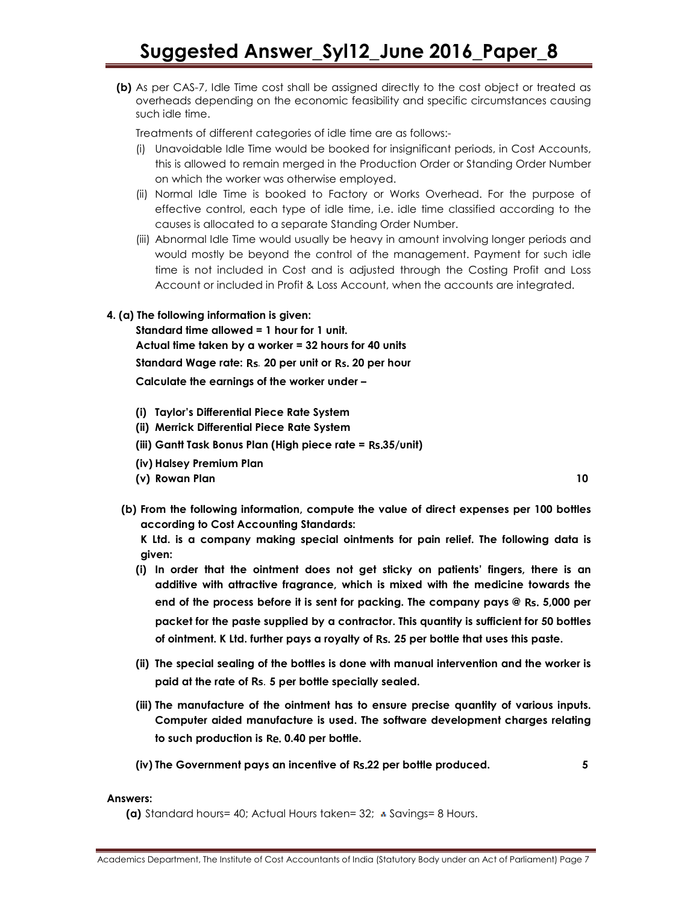**(b)** As per CAS-7, Idle Time cost shall be assigned directly to the cost object or treated as overheads depending on the economic feasibility and specific circumstances causing such idle time.

Treatments of different categories of idle time are as follows:-

(i) Unavoidable Idle Time would be booked for insignificant periods, in Cost Accounts, this is allowed to remain merged in the Production Order or Standing Order Number on which the worker was otherwise employed.

(ii) Normal Idle Time is booked to Factory or Works Overhead. For the purpose of effective control, each type of idle time, i.e. idle time classified according to the causes is allocated to a separate Standing Order Number.

(iii) Abnormal Idle Time would usually be heavy in amount involving longer periods and would mostly be beyond the control of the management. Payment for such idle time is not included in Cost and is adjusted through the Costing Profit and Loss Account or included in Profit & Loss Account, when the accounts are integrated.

**4. (a) The following information is given:**

**Standard time allowed = 1 hour for 1 unit.**

**Actual time taken by a worker = 32 hours for 40 units**

**Standard Wage rate: Rs. 20 per unit or Rs. 20 per hour**

**Calculate the earnings of the worker under –**

**(i) Taylor's Differential Piece Rate System**

**(ii) Merrick Differential Piece Rate System**

**(iii) Gantt Task Bonus Plan (High piece rate = Rs.35/unit)**

**(iv) Halsey Premium Plan**

**(v) Rowan Plan** **10**

**(b) From the following information, compute the value of direct expenses per 100 bottles according to Cost Accounting Standards:**

**K Ltd. is a company making special ointments for pain relief. The following data is given:**

**(i) In order that the ointment does not get sticky on patients' fingers, there is an additive with attractive fragrance, which is mixed with the medicine towards the end of the process before it is sent for packing. The company pays @ Rs. 5,000 per packet for the paste supplied by a contractor. This quantity is sufficient for 50 bottles of ointment. K Ltd. further pays a royalty of Rs. 25 per bottle that uses this paste.**

**(ii) The special sealing of the bottles is done with manual intervention and the worker is paid at the rate of Rs. 5 per bottle specially sealed.**

**(iii) The manufacture of the ointment has to ensure precise quantity of various inputs. Computer aided manufacture is used. The software development charges relating to such production is Re. 0.40 per bottle.**

**(iv) The Government pays an incentive of Rs.22 per bottle produced.** **5**

**Answers:**

**(a)** Standard hours= 40; Actual Hours taken= 32; ∴ Savings= 8 Hours.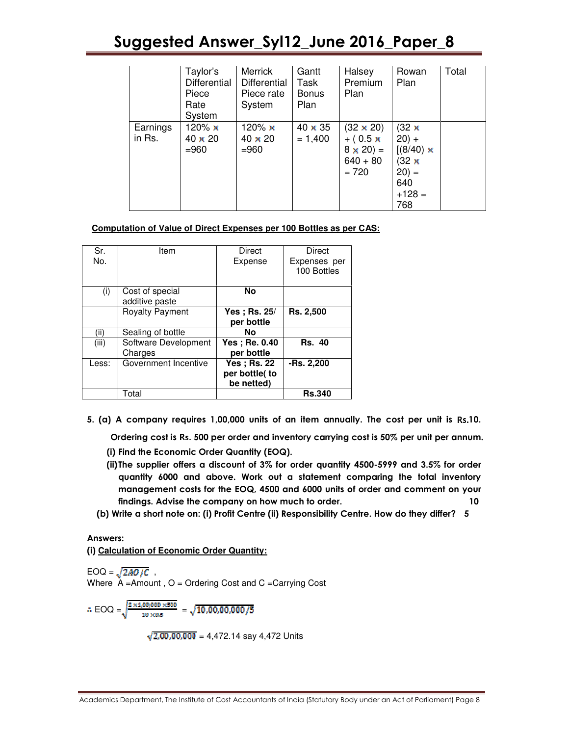| | Taylor's Differential Piece Rate System | Merrick Differential Piece rate System | Gantt Task Bonus Plan | Halsey Premium Plan | Rowan Plan | Total |
|---|---|---|---|---|---|---|
| Earnings in Rs. | 120% × 40 × 20 =960 | 120% × 40 × 20 =960 | 40 × 35 = 1,400 | (32 × 20) + ( 0.5 × 8 × 20) = 640 + 80 = 720 | (32 × 20) + [(8/40) × (32 × 20) = 640 +128 = 768 | |

**Computation of Value of Direct Expenses per 100 Bottles as per CAS:**

| Sr. No. | Item | Direct Expense | Direct Expenses per 100 Bottles |
|---|---|---|---|
| (i) | Cost of special additive paste | **No** | |
| | Royalty Payment | **Yes ; Rs. 25/ per bottle** | **Rs. 2,500** |
| (ii) | Sealing of bottle | **No** | |
| (iii) | Software Development Charges | **Yes ; Re. 0.40 per bottle** | **Rs. 40** |
| Less: | Government Incentive | **Yes ; Rs. 22 per bottle( to be netted)** | **-Rs. 2,200** |
| | Total | | **Rs.340** |

**5. (a) A company requires 1,00,000 units of an item annually. The cost per unit is Rs.10. Ordering cost is Rs. 500 per order and inventory carrying cost is 50% per unit per annum.**

**(i) Find the Economic Order Quantity (EOQ).**

**(ii) The supplier offers a discount of 3% for order quantity 4500-5999 and 3.5% for order quantity 6000 and above. Work out a statement comparing the total inventory management costs for the EOQ, 4500 and 6000 units of order and comment on your findings. Advise the company on how much to order.** **10**

**(b) Write a short note on: (i) Profit Centre (ii) Responsibility Centre. How do they differ?** **5**

**Answers:**

**(i) Calculation of Economic Order Quantity:**

EOQ = $\sqrt{2AO/C}$ ,
Where A =Amount , O = Ordering Cost and C =Carrying Cost

$\therefore$ EOQ = $\sqrt{\frac{2 \times 1,00,000 \times 500}{10 \times 0.5}}$ = $\sqrt{10,00,00,000/5}$

$\sqrt{2,00,00,000}$ = 4,472.14 say 4,472 Units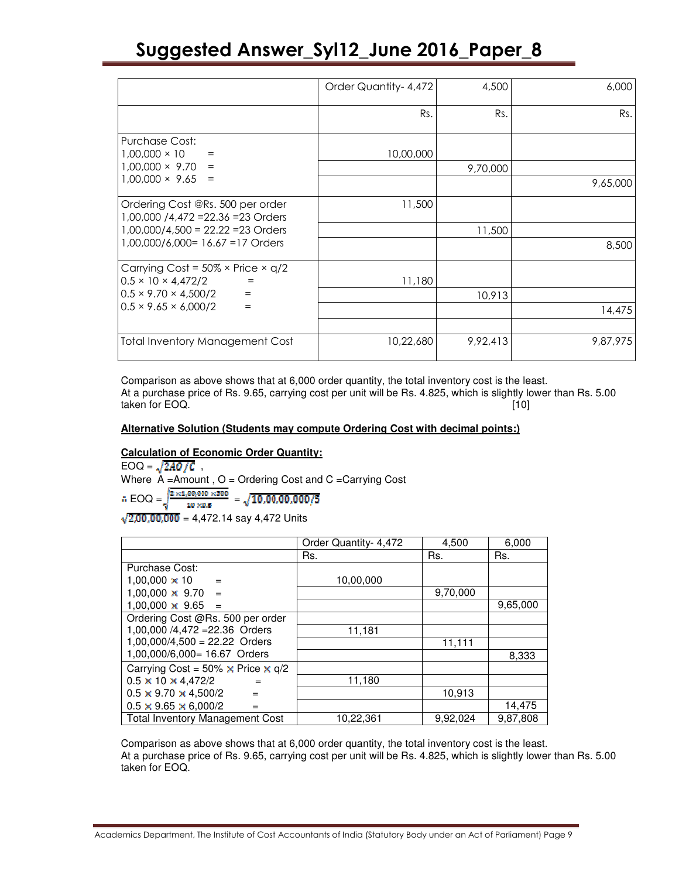| | Order Quantity- 4,472 | 4,500 | 6,000 |
|---|---|---|---|
| | Rs. | Rs. | Rs. |
| Purchase Cost: | | | |
| 1,00,000 × 10 = | 10,00,000 | | |
| 1,00,000 × 9.70 = | | 9,70,000 | |
| 1,00,000 × 9.65 = | | | 9,65,000 |
| Ordering Cost @Rs. 500 per order | | | |
| 1,00,000 /4,472 =22.36 =23 Orders | 11,500 | | |
| 1,00,000/4,500 = 22.22 =23 Orders | | 11,500 | |
| 1,00,000/6,000= 16.67 =17 Orders | | | 8,500 |
| Carrying Cost = 50% × Price × q/2 | | | |
| 0.5 × 10 × 4,472/2 = | 11,180 | | |
| 0.5 × 9.70 × 4,500/2 = | | 10,913 | |
| 0.5 × 9.65 × 6,000/2 = | | | 14,475 |
| Total Inventory Management Cost | 10,22,680 | 9,92,413 | 9,87,975 |

Comparison as above shows that at 6,000 order quantity, the total inventory cost is the least.
At a purchase price of Rs. 9.65, carrying cost per unit will be Rs. 4.825, which is slightly lower than Rs. 5.00 taken for EOQ. [10]

**Alternative Solution (Students may compute Ordering Cost with decimal points:)**

**Calculation of Economic Order Quantity:**

EOQ = $\sqrt{2AO/C}$ ,

Where A =Amount , O = Ordering Cost and C =Carrying Cost

∴ EOQ = $\sqrt{\frac{2 \times 1,00,000 \times 500}{10 \times 0.5}}$ = $\sqrt{10,00,00,000/5}$

$\sqrt{2,00,00,000}$ = 4,472.14 say 4,472 Units

| | Order Quantity- 4,472 | 4,500 | 6,000 |
|---|---|---|---|
| | Rs. | Rs. | Rs. |
| Purchase Cost: | | | |
| 1,00,000 × 10 = | 10,00,000 | | |
| 1,00,000 × 9.70 = | | 9,70,000 | |
| 1,00,000 × 9.65 = | | | 9,65,000 |
| Ordering Cost @Rs. 500 per order | | | |
| 1,00,000 /4,472 =22.36 Orders | 11,181 | | |
| 1,00,000/4,500 = 22.22 Orders | | 11,111 | |
| 1,00,000/6,000= 16.67 Orders | | | 8,333 |
| Carrying Cost = 50% × Price × q/2 | | | |
| 0.5 × 10 × 4,472/2 = | 11,180 | | |
| 0.5 × 9.70 × 4,500/2 = | | 10,913 | |
| 0.5 × 9.65 × 6,000/2 = | | | 14,475 |
| Total Inventory Management Cost | 10,22,361 | 9,92,024 | 9,87,808 |

Comparison as above shows that at 6,000 order quantity, the total inventory cost is the least.
At a purchase price of Rs. 9.65, carrying cost per unit will be Rs. 4.825, which is slightly lower than Rs. 5.00 taken for EOQ.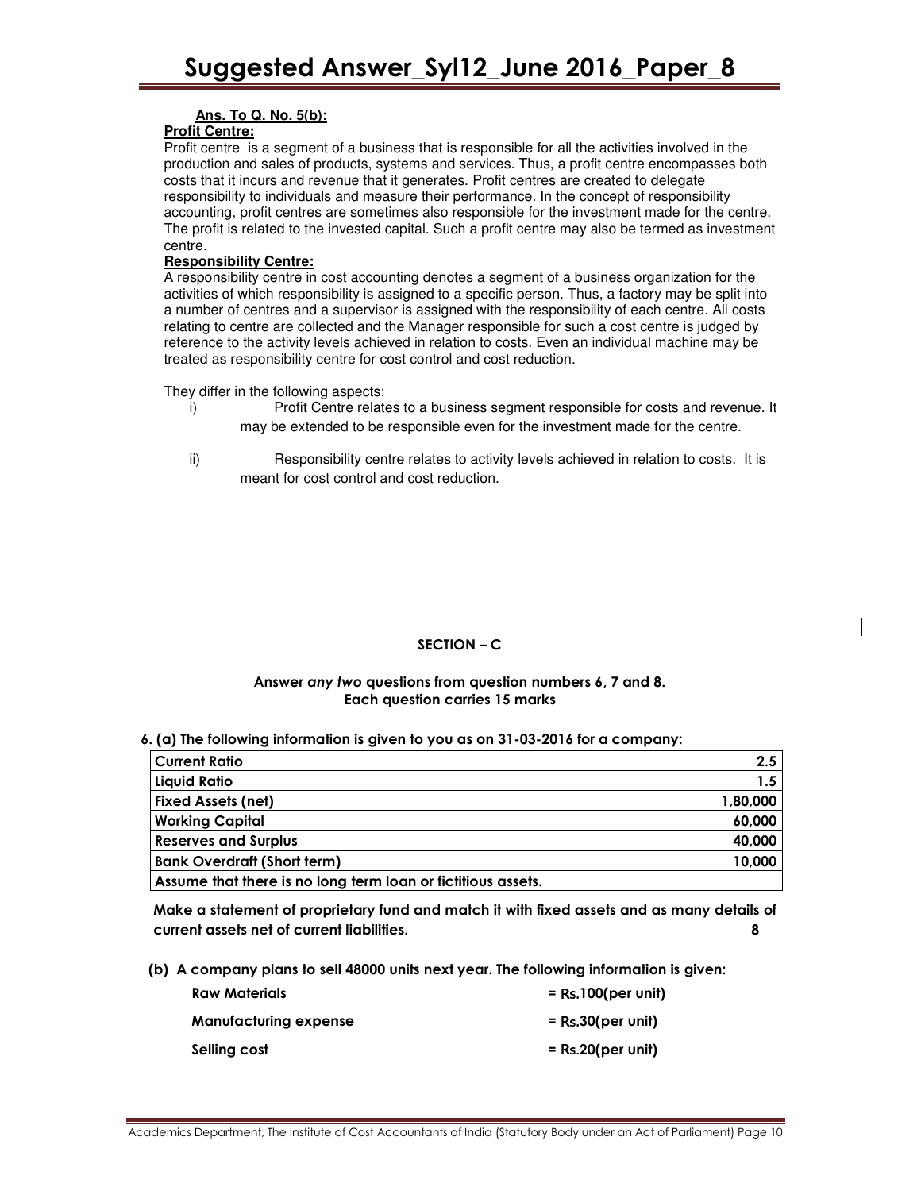**Ans. To Q. No. 5(b):**

**Profit Centre:**

Profit centre is a segment of a business that is responsible for all the activities involved in the production and sales of products, systems and services. Thus, a profit centre encompasses both costs that it incurs and revenue that it generates. Profit centres are created to delegate responsibility to individuals and measure their performance. In the concept of responsibility accounting, profit centres are sometimes also responsible for the investment made for the centre. The profit is related to the invested capital. Such a profit centre may also be termed as investment centre.

**Responsibility Centre:**

A responsibility centre in cost accounting denotes a segment of a business organization for the activities of which responsibility is assigned to a specific person. Thus, a factory may be split into a number of centres and a supervisor is assigned with the responsibility of each centre. All costs relating to centre are collected and the Manager responsible for such a cost centre is judged by reference to the activity levels achieved in relation to costs. Even an individual machine may be treated as responsibility centre for cost control and cost reduction.

They differ in the following aspects:

i) Profit Centre relates to a business segment responsible for costs and revenue. It may be extended to be responsible even for the investment made for the centre.

ii) Responsibility centre relates to activity levels achieved in relation to costs. It is meant for cost control and cost reduction.

## SECTION – C

**Answer *any two* questions from question numbers 6, 7 and 8.**
**Each question carries 15 marks**

**6. (a) The following information is given to you as on 31-03-2016 for a company:**

| | |
|---|---:|
| **Current Ratio** | **2.5** |
| **Liquid Ratio** | **1.5** |
| **Fixed Assets (net)** | **1,80,000** |
| **Working Capital** | **60,000** |
| **Reserves and Surplus** | **40,000** |
| **Bank Overdraft (Short term)** | **10,000** |
| **Assume that there is no long term loan or fictitious assets.** | |

**Make a statement of proprietary fund and match it with fixed assets and as many details of current assets net of current liabilities. 8**

**(b) A company plans to sell 48000 units next year. The following information is given:**

| | |
|---|---|
| **Raw Materials** | **= Rs.100(per unit)** |
| **Manufacturing expense** | **= Rs.30(per unit)** |
| **Selling cost** | **= Rs.20(per unit)** |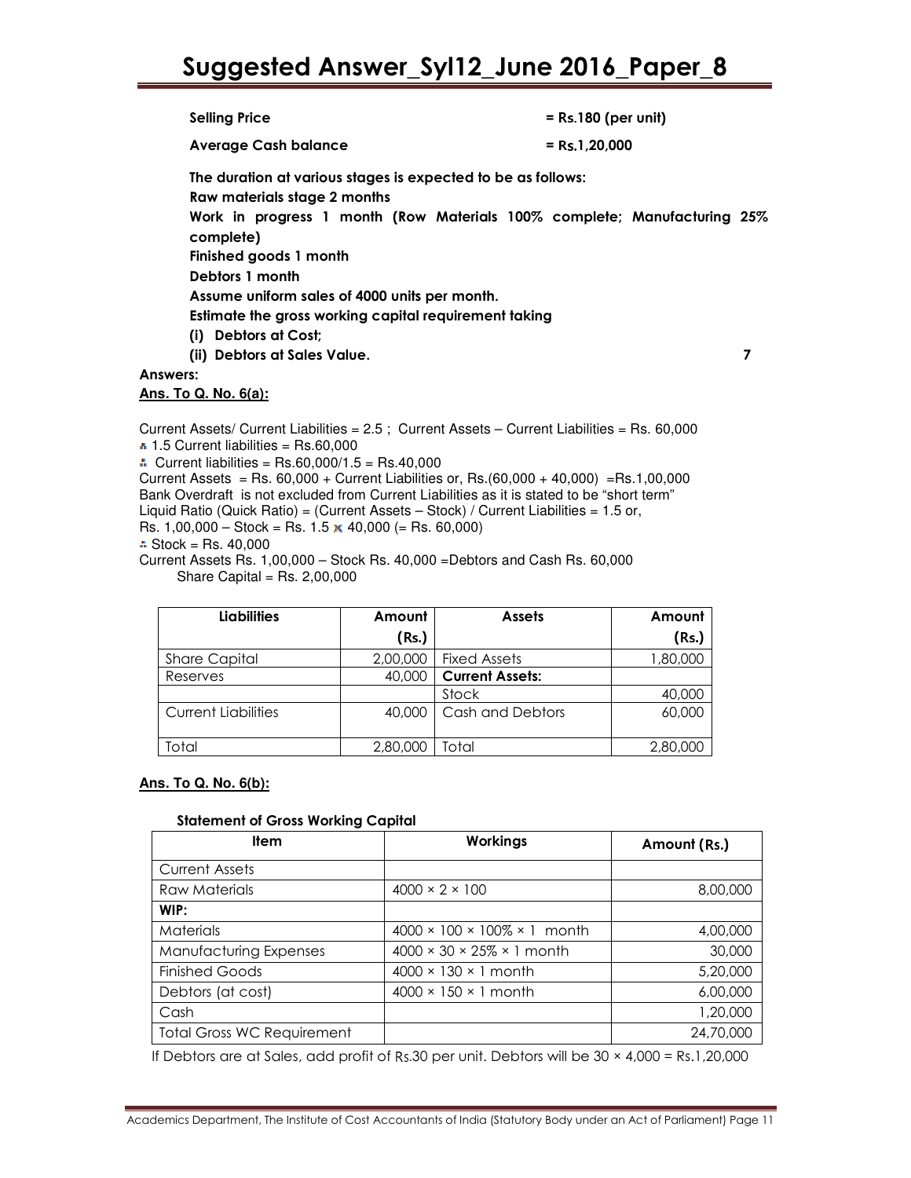**Selling Price** = Rs.180 (per unit)

**Average Cash balance** = Rs.1,20,000

**The duration at various stages is expected to be as follows:**
**Raw materials stage 2 months**
**Work in progress 1 month (Row Materials 100% complete; Manufacturing 25% complete)**
**Finished goods 1 month**
**Debtors 1 month**
**Assume uniform sales of 4000 units per month.**
**Estimate the gross working capital requirement taking**

**(i) Debtors at Cost;**
**(ii) Debtors at Sales Value.** **7**

**Answers:**

**Ans. To Q. No. 6(a):**

Current Assets/ Current Liabilities = 2.5 ; Current Assets – Current Liabilities = Rs. 60,000
∴ 1.5 Current liabilities = Rs.60,000
∴ Current liabilities = Rs.60,000/1.5 = Rs.40,000
Current Assets = Rs. 60,000 + Current Liabilities or, Rs.(60,000 + 40,000) =Rs.1,00,000
Bank Overdraft is not excluded from Current Liabilities as it is stated to be "short term"
Liquid Ratio (Quick Ratio) = (Current Assets – Stock) / Current Liabilities = 1.5 or,
Rs. 1,00,000 – Stock = Rs. 1.5 × 40,000 (= Rs. 60,000)
∴ Stock = Rs. 40,000
Current Assets Rs. 1,00,000 – Stock Rs. 40,000 =Debtors and Cash Rs. 60,000
Share Capital = Rs. 2,00,000

| Liabilities | Amount (Rs.) | Assets | Amount (Rs.) |
|---|---|---|---|
| Share Capital | 2,00,000 | Fixed Assets | 1,80,000 |
| Reserves | 40,000 | **Current Assets:** | |
| | | Stock | 40,000 |
| Current Liabilities | 40,000 | Cash and Debtors | 60,000 |
| Total | 2,80,000 | Total | 2,80,000 |

**Ans. To Q. No. 6(b):**

**Statement of Gross Working Capital**

| Item | Workings | Amount (Rs.) |
|---|---|---|
| Current Assets | | |
| Raw Materials | 4000 × 2 × 100 | 8,00,000 |
| **WIP:** | | |
| Materials | 4000 × 100 × 100% × 1 month | 4,00,000 |
| Manufacturing Expenses | 4000 × 30 × 25% × 1 month | 30,000 |
| Finished Goods | 4000 × 130 × 1 month | 5,20,000 |
| Debtors (at cost) | 4000 × 150 × 1 month | 6,00,000 |
| Cash | | 1,20,000 |
| Total Gross WC Requirement | | 24,70,000 |

If Debtors are at Sales, add profit of Rs.30 per unit. Debtors will be 30 × 4,000 = Rs.1,20,000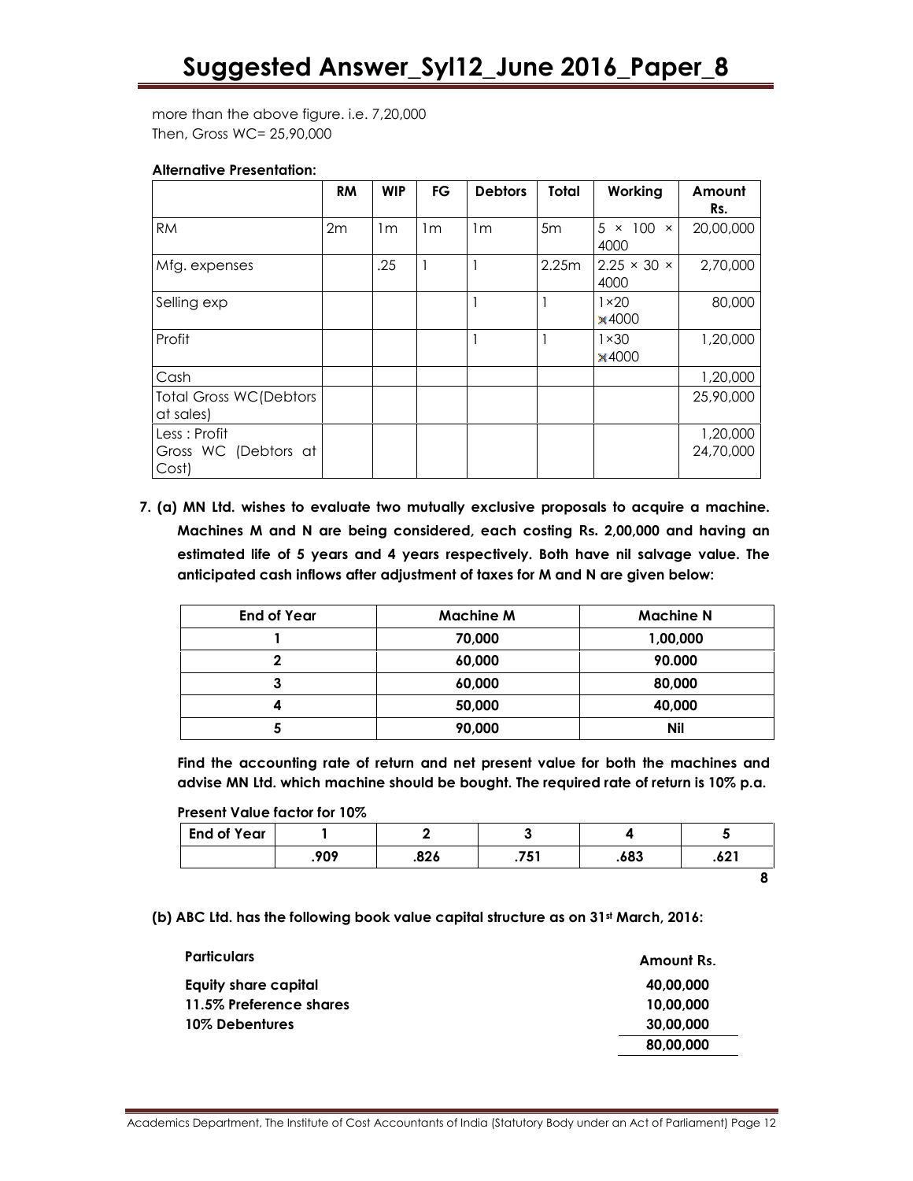more than the above figure. i.e. 7,20,000
Then, Gross WC= 25,90,000

**Alternative Presentation:**

| | RM | WIP | FG | Debtors | Total | Working | Amount Rs. |
|---|---|---|---|---|---|---|---|
| RM | 2m | 1m | 1m | 1m | 5m | 5 × 100 × 4000 | 20,00,000 |
| Mfg. expenses | | .25 | 1 | 1 | 2.25m | 2.25 × 30 × 4000 | 2,70,000 |
| Selling exp | | | | 1 | 1 | 1×20 ×4000 | 80,000 |
| Profit | | | | 1 | 1 | 1×30 ×4000 | 1,20,000 |
| Cash | | | | | | | 1,20,000 |
| Total Gross WC(Debtors at sales) | | | | | | | 25,90,000 |
| Less : Profit<br>Gross WC (Debtors at Cost) | | | | | | | 1,20,000<br>24,70,000 |

**7. (a) MN Ltd. wishes to evaluate two mutually exclusive proposals to acquire a machine. Machines M and N are being considered, each costing Rs. 2,00,000 and having an estimated life of 5 years and 4 years respectively. Both have nil salvage value. The anticipated cash inflows after adjustment of taxes for M and N are given below:**

| End of Year | Machine M | Machine N |
|---|---|---|
| 1 | 70,000 | 1,00,000 |
| 2 | 60,000 | 90.000 |
| 3 | 60,000 | 80,000 |
| 4 | 50,000 | 40,000 |
| 5 | 90,000 | Nil |

**Find the accounting rate of return and net present value for both the machines and advise MN Ltd. which machine should be bought. The required rate of return is 10% p.a.**

**Present Value factor for 10%**

| End of Year | 1 | 2 | 3 | 4 | 5 |
|---|---|---|---|---|---|
| | .909 | .826 | .751 | .683 | .621 |

**8**

**(b) ABC Ltd. has the following book value capital structure as on 31st March, 2016:**

| Particulars | Amount Rs. |
|---|---|
| Equity share capital | 40,00,000 |
| 11.5% Preference shares | 10,00,000 |
| 10% Debentures | 30,00,000 |
| | 80,00,000 |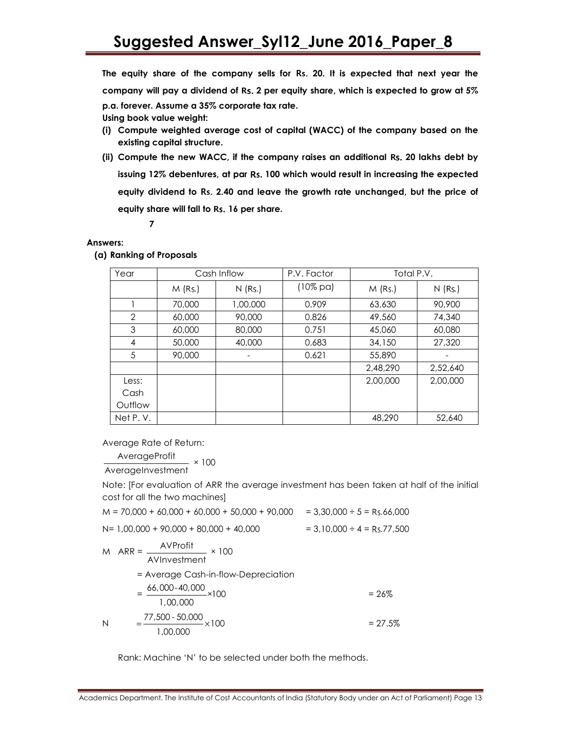**The equity share of the company sells for Rs. 20. It is expected that next year the company will pay a dividend of Rs. 2 per equity share, which is expected to grow at 5% p.a. forever. Assume a 35% corporate tax rate.**

**Using book value weight:**

**(i) Compute weighted average cost of capital (WACC) of the company based on the existing capital structure.**

**(ii) Compute the new WACC, if the company raises an additional Rs. 20 lakhs debt by issuing 12% debentures, at par Rs. 100 which would result in increasing the expected equity dividend to Rs. 2.40 and leave the growth rate unchanged, but the price of equity share will fall to Rs. 16 per share.**

**7**

**Answers:**

**(a) Ranking of Proposals**

| Year | Cash Inflow | | P.V. Factor | Total P.V. | |
|---|---|---|---|---|---|
| | M (Rs.) | N (Rs.) | (10% pa) | M (Rs.) | N (Rs.) |
| 1 | 70,000 | 1,00,000 | 0.909 | 63,630 | 90,900 |
| 2 | 60,000 | 90,000 | 0.826 | 49,560 | 74,340 |
| 3 | 60,000 | 80,000 | 0.751 | 45,060 | 60,080 |
| 4 | 50,000 | 40,000 | 0.683 | 34,150 | 27,320 |
| 5 | 90,000 | - | 0.621 | 55,890 | - |
| | | | | 2,48,290 | 2,52,640 |
| Less: Cash Outflow | | | | 2,00,000 | 2,00,000 |
| Net P. V. | | | | 48,290 | 52,640 |

Average Rate of Return:

$$\frac{\text{AverageProfit}}{\text{AverageInvestment}} \times 100$$

Note: [For evaluation of ARR the average investment has been taken at half of the initial cost for all the two machines]

M = 70,000 + 60,000 + 60,000 + 50,000 + 90,000 = 3,30,000 ÷ 5 = Rs.66,000

N= 1,00,000 + 90,000 + 80,000 + 40,000 = 3,10,000 ÷ 4 = Rs.77,500

M $\text{ARR} = \frac{\text{AVProfit}}{\text{AVInvestment}} \times 100$

= Average Cash-in-flow-Depreciation

$= \frac{66,000-40,000}{1,00,000} \times 100 = 26\%$

N $= \frac{77,500-50,000}{1,00,000} \times 100 = 27.5\%$

Rank: Machine 'N' to be selected under both the methods.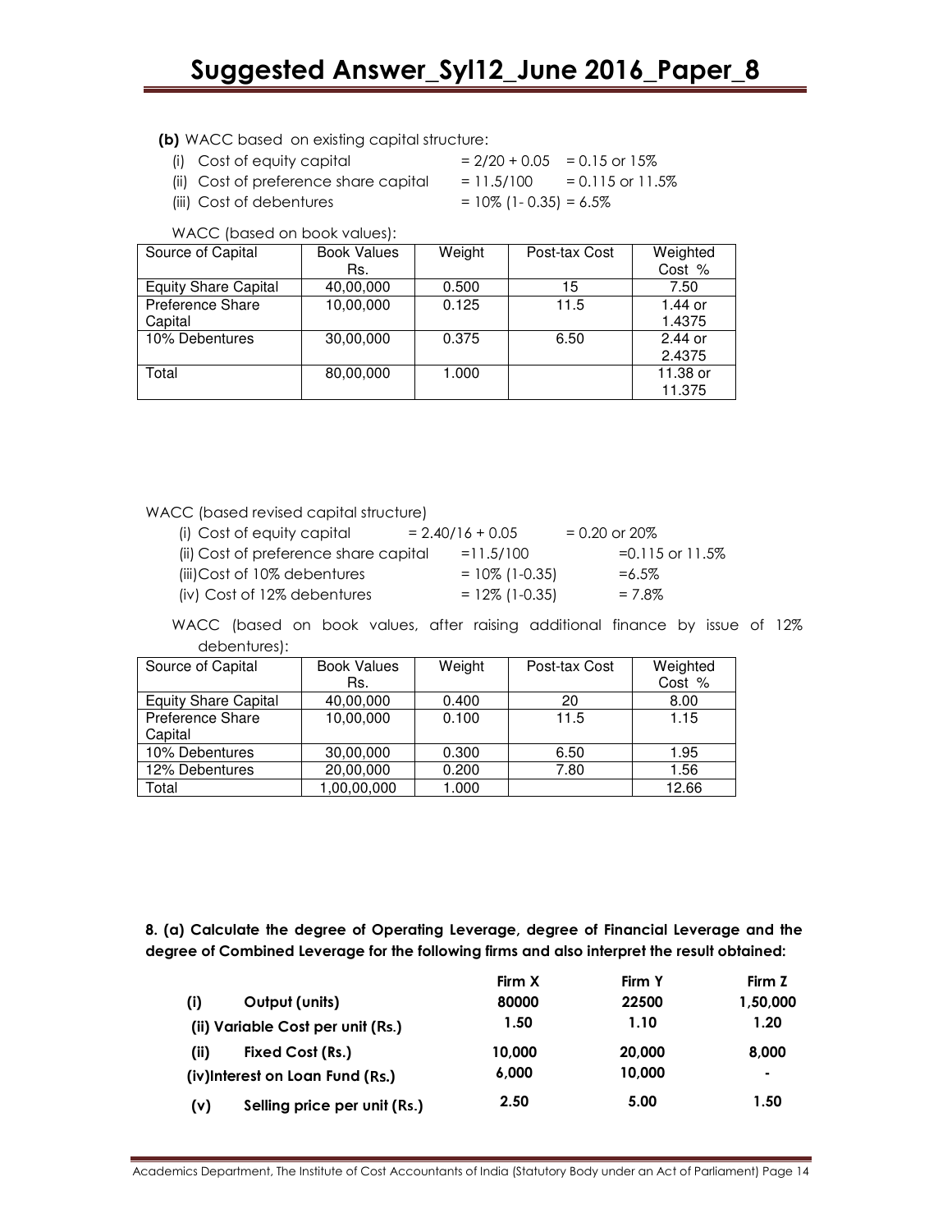**(b)** WACC based on existing capital structure:

(i) Cost of equity capital = 2/20 + 0.05 = 0.15 or 15%

(ii) Cost of preference share capital = 11.5/100 = 0.115 or 11.5%

(iii) Cost of debentures = 10% (1- 0.35) = 6.5%

WACC (based on book values):

| Source of Capital | Book Values Rs. | Weight | Post-tax Cost | Weighted Cost % |
|---|---|---|---|---|
| Equity Share Capital | 40,00,000 | 0.500 | 15 | 7.50 |
| Preference Share Capital | 10,00,000 | 0.125 | 11.5 | 1.44 or 1.4375 |
| 10% Debentures | 30,00,000 | 0.375 | 6.50 | 2.44 or 2.4375 |
| Total | 80,00,000 | 1.000 | | 11.38 or 11.375 |

WACC (based revised capital structure)

(i) Cost of equity capital = 2.40/16 + 0.05 = 0.20 or 20%

(ii) Cost of preference share capital =11.5/100 =0.115 or 11.5%

(iii)Cost of 10% debentures = 10% (1-0.35) =6.5%

(iv) Cost of 12% debentures = 12% (1-0.35) = 7.8%

WACC (based on book values, after raising additional finance by issue of 12% debentures):

| Source of Capital | Book Values Rs. | Weight | Post-tax Cost | Weighted Cost % |
|---|---|---|---|---|
| Equity Share Capital | 40,00,000 | 0.400 | 20 | 8.00 |
| Preference Share Capital | 10,00,000 | 0.100 | 11.5 | 1.15 |
| 10% Debentures | 30,00,000 | 0.300 | 6.50 | 1.95 |
| 12% Debentures | 20,00,000 | 0.200 | 7.80 | 1.56 |
| Total | 1,00,00,000 | 1.000 | | 12.66 |

**8. (a) Calculate the degree of Operating Leverage, degree of Financial Leverage and the degree of Combined Leverage for the following firms and also interpret the result obtained:**

| | | Firm X | Firm Y | Firm Z |
|---|---|---|---|---|
| **(i)** | **Output (units)** | **80000** | **22500** | **1,50,000** |
| **(ii)** | **Variable Cost per unit (Rs.)** | **1.50** | **1.10** | **1.20** |
| **(ii)** | **Fixed Cost (Rs.)** | **10,000** | **20,000** | **8,000** |
| **(iv)** | **Interest on Loan Fund (Rs.)** | **6,000** | **10,000** | **-** |
| **(v)** | **Selling price per unit (Rs.)** | **2.50** | **5.00** | **1.50** |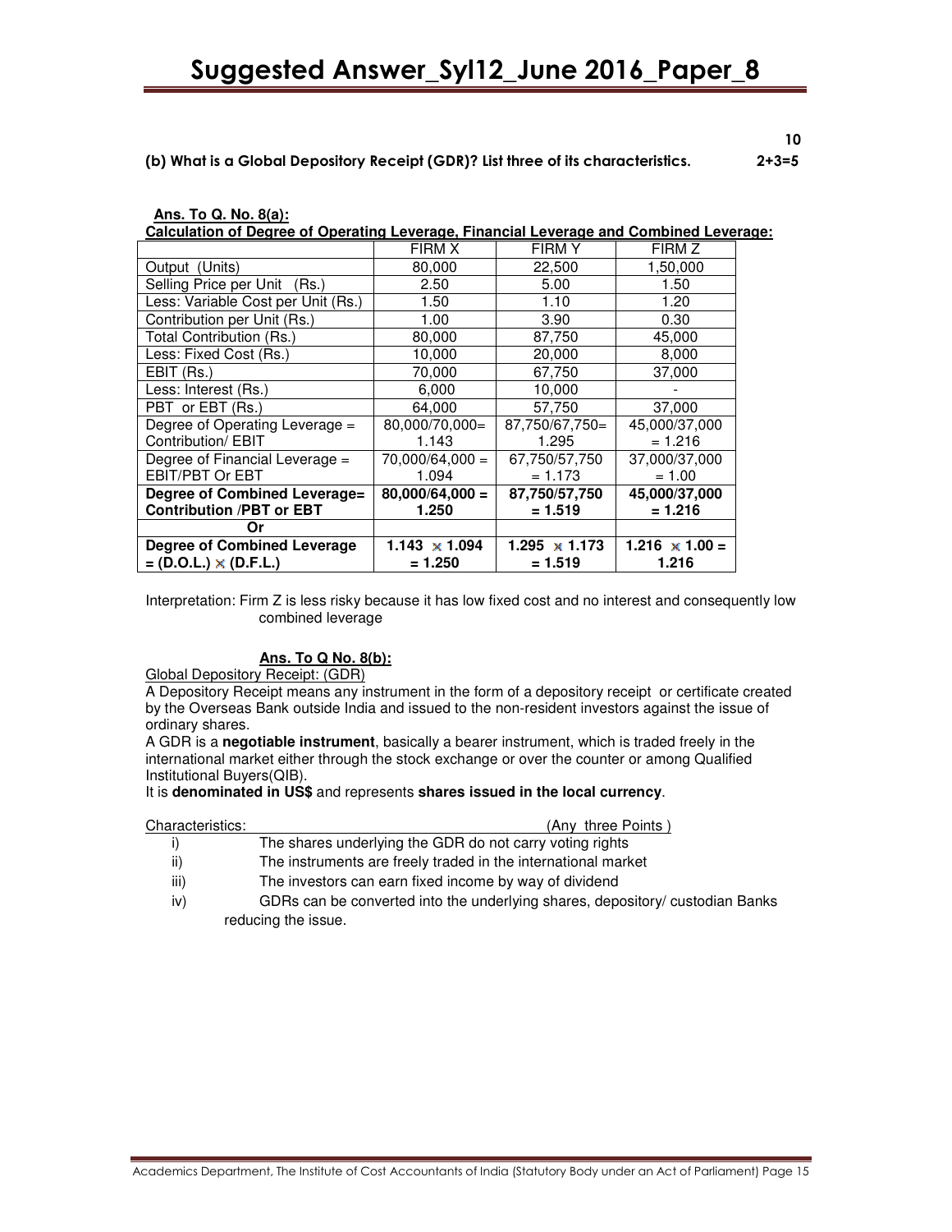10

**(b) What is a Global Depository Receipt (GDR)? List three of its characteristics. 2+3=5**

**Ans. To Q. No. 8(a):**

**Calculation of Degree of Operating Leverage, Financial Leverage and Combined Leverage:**

| | FIRM X | FIRM Y | FIRM Z |
|---|---|---|---|
| Output (Units) | 80,000 | 22,500 | 1,50,000 |
| Selling Price per Unit (Rs.) | 2.50 | 5.00 | 1.50 |
| Less: Variable Cost per Unit (Rs.) | 1.50 | 1.10 | 1.20 |
| Contribution per Unit (Rs.) | 1.00 | 3.90 | 0.30 |
| Total Contribution (Rs.) | 80,000 | 87,750 | 45,000 |
| Less: Fixed Cost (Rs.) | 10,000 | 20,000 | 8,000 |
| EBIT (Rs.) | 70,000 | 67,750 | 37,000 |
| Less: Interest (Rs.) | 6,000 | 10,000 | - |
| PBT or EBT (Rs.) | 64,000 | 57,750 | 37,000 |
| Degree of Operating Leverage = Contribution/ EBIT | 80,000/70,000= 1.143 | 87,750/67,750= 1.295 | 45,000/37,000 = 1.216 |
| Degree of Financial Leverage = EBIT/PBT Or EBT | 70,000/64,000 = 1.094 | 67,750/57,750 = 1.173 | 37,000/37,000 = 1.00 |
| **Degree of Combined Leverage= Contribution /PBT or EBT** | **80,000/64,000 = 1.250** | **87,750/57,750 = 1.519** | **45,000/37,000 = 1.216** |
| **Or** | | | |
| **Degree of Combined Leverage = (D.O.L.) × (D.F.L.)** | **1.143 × 1.094 = 1.250** | **1.295 × 1.173 = 1.519** | **1.216 × 1.00 = 1.216** |

Interpretation: Firm Z is less risky because it has low fixed cost and no interest and consequently low combined leverage

**Ans. To Q No. 8(b):**

Global Depository Receipt: (GDR)

A Depository Receipt means any instrument in the form of a depository receipt or certificate created by the Overseas Bank outside India and issued to the non-resident investors against the issue of ordinary shares.

A GDR is a **negotiable instrument**, basically a bearer instrument, which is traded freely in the international market either through the stock exchange or over the counter or among Qualified Institutional Buyers(QIB).

It is **denominated in US$** and represents **shares issued in the local currency**.

Characteristics: (Any three Points)

i) The shares underlying the GDR do not carry voting rights

ii) The instruments are freely traded in the international market

iii) The investors can earn fixed income by way of dividend

iv) GDRs can be converted into the underlying shares, depository/ custodian Banks reducing the issue.